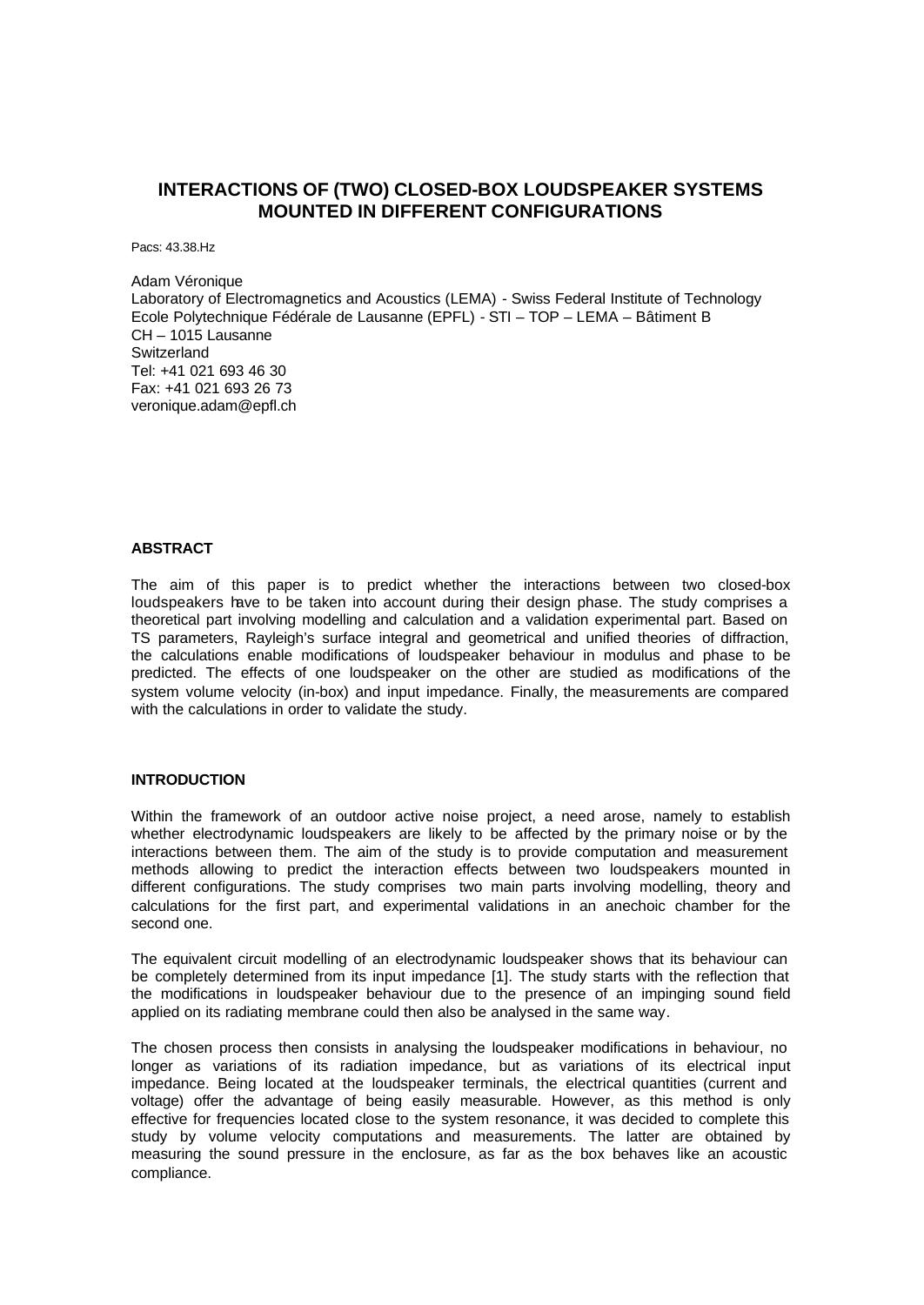# INTERACTIONS OF (TWO) CLOSED-BOX LOUDSPEAKER SYSTEMS MOUNTED IN DIFFERENT CONFIGURATIONS

Pacs: 43.38.Hz

Adam Véronique
Laboratory of Electromagnetics and Acoustics (LEMA) - Swiss Federal Institute of Technology
Ecole Polytechnique Fédérale de Lausanne (EPFL) - STI – TOP – LEMA – Bâtiment B
CH – 1015 Lausanne
Switzerland
Tel: +41 021 693 46 30
Fax: +41 021 693 26 73
veronique.adam@epfl.ch

## ABSTRACT

The aim of this paper is to predict whether the interactions between two closed-box loudspeakers have to be taken into account during their design phase. The study comprises a theoretical part involving modelling and calculation and a validation experimental part. Based on TS parameters, Rayleigh's surface integral and geometrical and unified theories of diffraction, the calculations enable modifications of loudspeaker behaviour in modulus and phase to be predicted. The effects of one loudspeaker on the other are studied as modifications of the system volume velocity (in-box) and input impedance. Finally, the measurements are compared with the calculations in order to validate the study.

## INTRODUCTION

Within the framework of an outdoor active noise project, a need arose, namely to establish whether electrodynamic loudspeakers are likely to be affected by the primary noise or by the interactions between them. The aim of the study is to provide computation and measurement methods allowing to predict the interaction effects between two loudspeakers mounted in different configurations. The study comprises two main parts involving modelling, theory and calculations for the first part, and experimental validations in an anechoic chamber for the second one.

The equivalent circuit modelling of an electrodynamic loudspeaker shows that its behaviour can be completely determined from its input impedance [1]. The study starts with the reflection that the modifications in loudspeaker behaviour due to the presence of an impinging sound field applied on its radiating membrane could then also be analysed in the same way.

The chosen process then consists in analysing the loudspeaker modifications in behaviour, no longer as variations of its radiation impedance, but as variations of its electrical input impedance. Being located at the loudspeaker terminals, the electrical quantities (current and voltage) offer the advantage of being easily measurable. However, as this method is only effective for frequencies located close to the system resonance, it was decided to complete this study by volume velocity computations and measurements. The latter are obtained by measuring the sound pressure in the enclosure, as far as the box behaves like an acoustic compliance.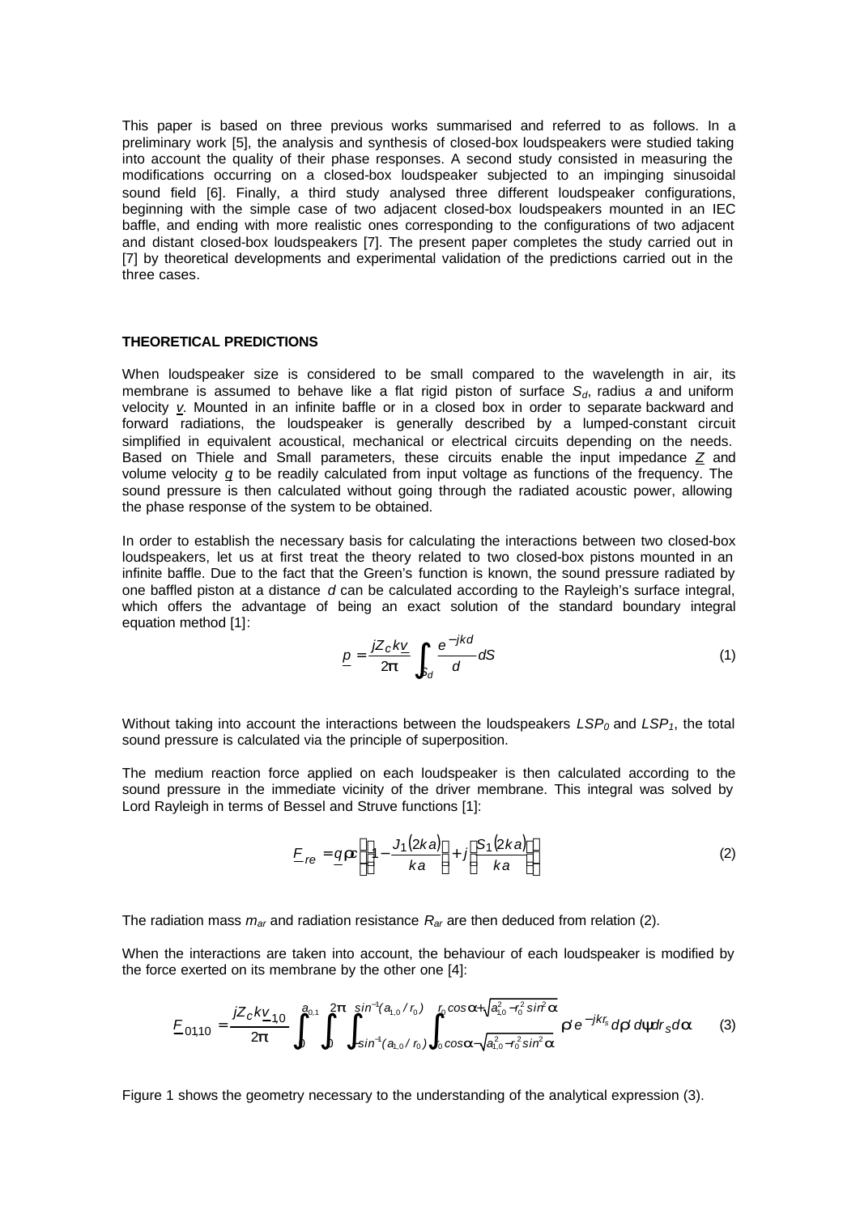This paper is based on three previous works summarised and referred to as follows. In a preliminary work [5], the analysis and synthesis of closed-box loudspeakers were studied taking into account the quality of their phase responses. A second study consisted in measuring the modifications occurring on a closed-box loudspeaker subjected to an impinging sinusoidal sound field [6]. Finally, a third study analysed three different loudspeaker configurations, beginning with the simple case of two adjacent closed-box loudspeakers mounted in an IEC baffle, and ending with more realistic ones corresponding to the configurations of two adjacent and distant closed-box loudspeakers [7]. The present paper completes the study carried out in [7] by theoretical developments and experimental validation of the predictions carried out in the three cases.

## THEORETICAL PREDICTIONS

When loudspeaker size is considered to be small compared to the wavelength in air, its membrane is assumed to behave like a flat rigid piston of surface $S_d$, radius $a$ and uniform velocity $\underline{v}$. Mounted in an infinite baffle or in a closed box in order to separate backward and forward radiations, the loudspeaker is generally described by a lumped-constant circuit simplified in equivalent acoustical, mechanical or electrical circuits depending on the needs. Based on Thiele and Small parameters, these circuits enable the input impedance $\underline{Z}$ and volume velocity $\underline{q}$ to be readily calculated from input voltage as functions of the frequency. The sound pressure is then calculated without going through the radiated acoustic power, allowing the phase response of the system to be obtained.

In order to establish the necessary basis for calculating the interactions between two closed-box loudspeakers, let us at first treat the theory related to two closed-box pistons mounted in an infinite baffle. Due to the fact that the Green's function is known, the sound pressure radiated by one baffled piston at a distance $d$ can be calculated according to the Rayleigh's surface integral, which offers the advantage of being an exact solution of the standard boundary integral equation method [1]:

$$\underline{p} = \frac{jZ_c k \underline{v}}{2\pi} \int_{S_d} \frac{e^{-jkd}}{d} dS \qquad (1)$$

Without taking into account the interactions between the loudspeakers $LSP_0$ and $LSP_1$, the total sound pressure is calculated via the principle of superposition.

The medium reaction force applied on each loudspeaker is then calculated according to the sound pressure in the immediate vicinity of the driver membrane. This integral was solved by Lord Rayleigh in terms of Bessel and Struve functions [1]:

$$\underline{F}_{re} = \underline{q}\rho c \left( \left( 1 - \frac{J_1(2ka)}{ka} \right) + j \left( \frac{S_1(2ka)}{ka} \right) \right) \qquad (2)$$

The radiation mass $m_{ar}$ and radiation resistance $R_{ar}$ are then deduced from relation (2).

When the interactions are taken into account, the behaviour of each loudspeaker is modified by the force exerted on its membrane by the other one [4]:

$$\underline{F}_{01,10} = \frac{jZ_c k \underline{v}_{1,0}}{2\pi} \int_0^{a_{0,1}} \int_0^{2\pi} \int_{-\sin^{-1}(a_{1,0}/r_0)}^{\sin^{-1}(a_{1,0}/r_0)} \int_{r_0\cos\alpha - \sqrt{a_{1,0}^2 - r_0^2 \sin^2\alpha}}^{r_0\cos\alpha + \sqrt{a_{1,0}^2 - r_0^2 \sin^2\alpha}} \rho' e^{-jkr_s} d\rho' d\psi dr_S d\alpha \qquad (3)$$

Figure 1 shows the geometry necessary to the understanding of the analytical expression (3).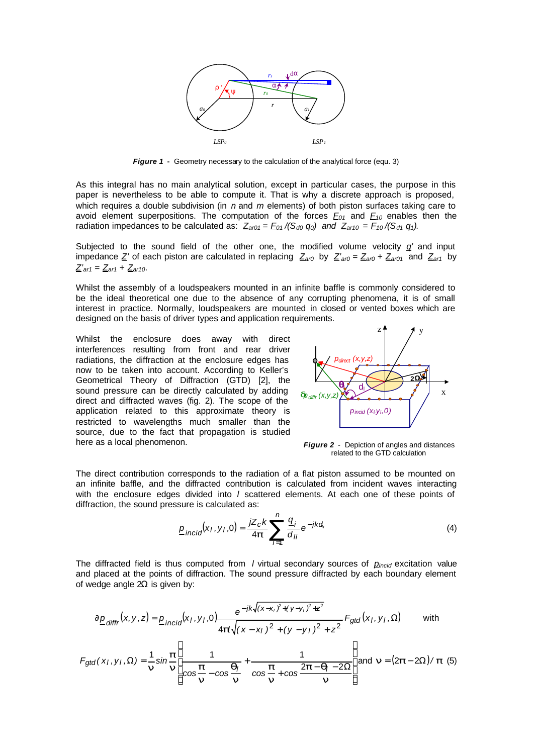**Figure 1** - Geometry necessary to the calculation of the analytical force (equ. 3)

As this integral has no main analytical solution, except in particular cases, the purpose in this paper is nevertheless to be able to compute it. That is why a discrete approach is proposed, which requires a double subdivision (in *n* and *m* elements) of both piston surfaces taking care to avoid element superpositions. The computation of the forces $\underline{F}_{01}$ and $\underline{F}_{10}$ enables then the radiation impedances to be calculated as: $\underline{Z}_{ar01} = \underline{F}_{01} / (S_{d0}\, \underline{q}_0)$ and $\underline{Z}_{ar10} = \underline{F}_{10} / (S_{d1}\, \underline{q}_1)$.

Subjected to the sound field of the other one, the modified volume velocity $\underline{q}'$ and input impedance $\underline{Z}'$ of each piston are calculated in replacing $\underline{Z}_{ar0}$ by $\underline{Z}'_{ar0} = \underline{Z}_{ar0} + \underline{Z}_{ar01}$ and $\underline{Z}_{ar1}$ by $\underline{Z}'_{ar1} = \underline{Z}_{ar1} + \underline{Z}_{ar10}$.

Whilst the assembly of a loudspeakers mounted in an infinite baffle is commonly considered to be the ideal theoretical one due to the absence of any corrupting phenomena, it is of small interest in practice. Normally, loudspeakers are mounted in closed or vented boxes which are designed on the basis of driver types and application requirements.

Whilst the enclosure does away with direct interferences resulting from front and rear driver radiations, the diffraction at the enclosure edges has now to be taken into account. According to Keller's Geometrical Theory of Diffraction (GTD) [2], the sound pressure can be directly calculated by adding direct and diffracted waves (fig. 2). The scope of the application related to this approximate theory is restricted to wavelengths much smaller than the source, due to the fact that propagation is studied here as a local phenomenon.

**Figure 2** - Depiction of angles and distances related to the GTD calculation

The direct contribution corresponds to the radiation of a flat piston assumed to be mounted on an infinite baffle, and the diffracted contribution is calculated from incident waves interacting with the enclosure edges divided into *l* scattered elements. At each one of these points of diffraction, the sound pressure is calculated as:

$$\underline{p}_{incid}(x_l, y_l, 0) = \frac{jZ_c k}{4\pi} \sum_{i=1}^{n} \frac{\underline{q}_i}{d_{li}} e^{-jkd_{li}} \tag{4}$$

The diffracted field is thus computed from *l* virtual secondary sources of $\underline{p}_{incid}$ excitation value and placed at the points of diffraction. The sound pressure diffracted by each boundary element of wedge angle $2\Omega$ is given by:

$$\partial \underline{p}_{diffr}(x,y,z) = \underline{p}_{incid}(x_l, y_l, 0) \frac{e^{-jk\sqrt{(x-x_l)^2 + (y-y_l)^2 + z^2}}}{4\pi\sqrt{(x-x_l)^2 + (y-y_l)^2 + z^2}} F_{gtd}(x_l, y_l, \Omega) \qquad \text{with}$$

$$F_{gtd}(x_l, y_l, \Omega) = \frac{1}{\nu} \sin\frac{\pi}{\nu} \left[ \frac{1}{\cos\frac{\pi}{\nu} - \cos\frac{\theta_l}{\nu}} + \frac{1}{\cos\frac{\pi}{\nu} + \cos\frac{2\pi - \theta_l - 2\Omega}{\nu}} \right] \text{and } \nu = (2\pi - 2\Omega)/\pi \tag{5}$$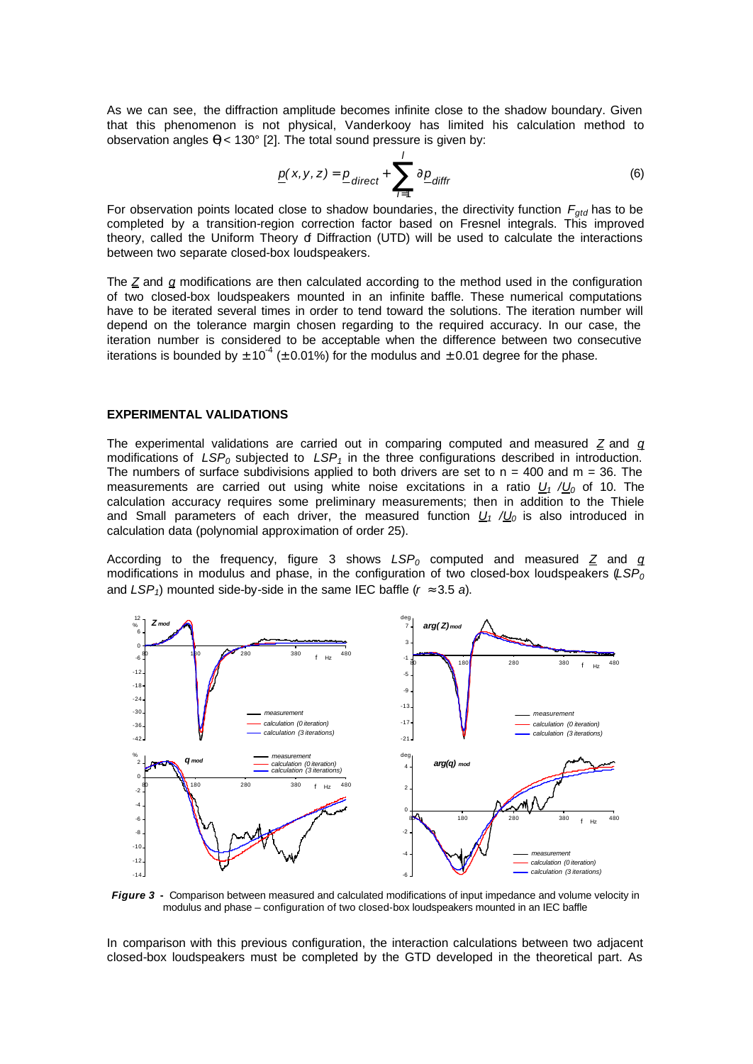As we can see, the diffraction amplitude becomes infinite close to the shadow boundary. Given that this phenomenon is not physical, Vanderkooy has limited his calculation method to observation angles $\theta < 130°$ [2]. The total sound pressure is given by:

$$\underline{p}(x,y,z) = \underline{p}_{direct} + \sum_{i=1}^{I} \partial \underline{p}_{diffr} \tag{6}$$

For observation points located close to shadow boundaries, the directivity function $F_{gtd}$ has to be completed by a transition-region correction factor based on Fresnel integrals. This improved theory, called the Uniform Theory of Diffraction (UTD) will be used to calculate the interactions between two separate closed-box loudspeakers.

The $\underline{Z}$ and $\underline{q}$ modifications are then calculated according to the method used in the configuration of two closed-box loudspeakers mounted in an infinite baffle. These numerical computations have to be iterated several times in order to tend toward the solutions. The iteration number will depend on the tolerance margin chosen regarding to the required accuracy. In our case, the iteration number is considered to be acceptable when the difference between two consecutive iterations is bounded by $\pm 10^{-4}$ ($\pm 0.01\%$) for the modulus and $\pm 0.01$ degree for the phase.

## EXPERIMENTAL VALIDATIONS

The experimental validations are carried out in comparing computed and measured $\underline{Z}$ and $\underline{q}$ modifications of $LSP_0$ subjected to $LSP_1$ in the three configurations described in introduction. The numbers of surface subdivisions applied to both drivers are set to n = 400 and m = 36. The measurements are carried out using white noise excitations in a ratio $\underline{U}_1 / \underline{U}_0$ of 10. The calculation accuracy requires some preliminary measurements; then in addition to the Thiele and Small parameters of each driver, the measured function $\underline{U}_1 / \underline{U}_0$ is also introduced in calculation data (polynomial approximation of order 25).

According to the frequency, figure 3 shows $LSP_0$ computed and measured $\underline{Z}$ and $\underline{q}$ modifications in modulus and phase, in the configuration of two closed-box loudspeakers ($LSP_0$ and $LSP_1$) mounted side-by-side in the same IEC baffle ($r \approx 3.5\ a$).

***Figure 3 -*** Comparison between measured and calculated modifications of input impedance and volume velocity in modulus and phase – configuration of two closed-box loudspeakers mounted in an IEC baffle

In comparison with this previous configuration, the interaction calculations between two adjacent closed-box loudspeakers must be completed by the GTD developed in the theoretical part. As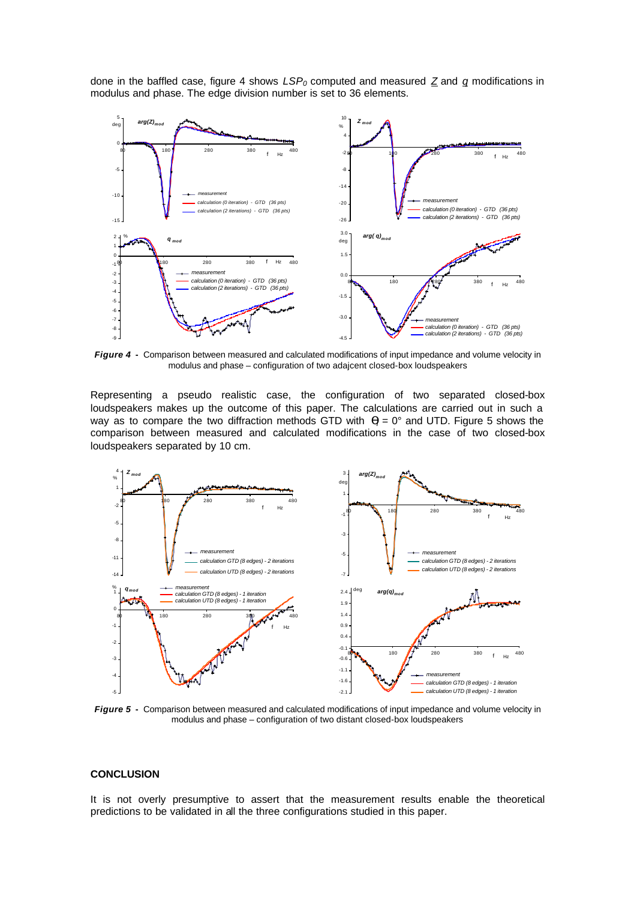done in the baffled case, figure 4 shows $LSP_0$ computed and measured $\underline{Z}$ and $\underline{q}$ modifications in modulus and phase. The edge division number is set to 36 elements.

***Figure 4*** **-** Comparison between measured and calculated modifications of input impedance and volume velocity in modulus and phase – configuration of two adajcent closed-box loudspeakers

Representing a pseudo realistic case, the configuration of two separated closed-box loudspeakers makes up the outcome of this paper. The calculations are carried out in such a way as to compare the two diffraction methods GTD with $\theta = 0°$ and UTD. Figure 5 shows the comparison between measured and calculated modifications in the case of two closed-box loudspeakers separated by 10 cm.

***Figure 5*** **-** Comparison between measured and calculated modifications of input impedance and volume velocity in modulus and phase – configuration of two distant closed-box loudspeakers

## CONCLUSION

It is not overly presumptive to assert that the measurement results enable the theoretical predictions to be validated in all the three configurations studied in this paper.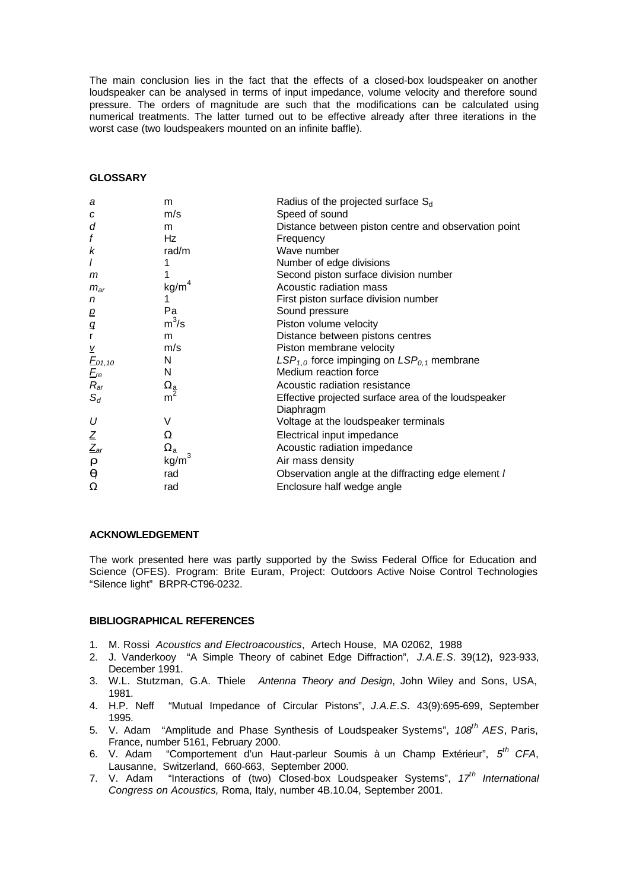The main conclusion lies in the fact that the effects of a closed-box loudspeaker on another loudspeaker can be analysed in terms of input impedance, volume velocity and therefore sound pressure. The orders of magnitude are such that the modifications can be calculated using numerical treatments. The latter turned out to be effective already after three iterations in the worst case (two loudspeakers mounted on an infinite baffle).

## GLOSSARY

| | | |
|---|---|---|
| $a$ | m | Radius of the projected surface $S_d$ |
| $c$ | m/s | Speed of sound |
| $d$ | m | Distance between piston centre and observation point |
| $f$ | Hz | Frequency |
| $k$ | rad/m | Wave number |
| $l$ | 1 | Number of edge divisions |
| $m$ | 1 | Second piston surface division number |
| $m_{ar}$ | kg/m$^4$ | Acoustic radiation mass |
| $n$ | 1 | First piston surface division number |
| $\underline{p}$ | Pa | Sound pressure |
| $\underline{q}$ | m$^3$/s | Piston volume velocity |
| r | m | Distance between pistons centres |
| $\underline{v}$ | m/s | Piston membrane velocity |
| $\underline{F}_{01,10}$ | N | $LSP_{1,0}$ force impinging on $LSP_{0,1}$ membrane |
| $\underline{F}_{re}$ | N | Medium reaction force |
| $R_{ar}$ | $\Omega_a$ | Acoustic radiation resistance |
| $S_d$ | m$^2$ | Effective projected surface area of the loudspeaker Diaphragm |
| $U$ | V | Voltage at the loudspeaker terminals |
| $\underline{Z}$ | $\Omega$ | Electrical input impedance |
| $\underline{Z}_{ar}$ | $\Omega_a$ | Acoustic radiation impedance |
| $\rho$ | kg/m$^3$ | Air mass density |
| $\theta_l$ | rad | Observation angle at the diffracting edge element $l$ |
| $\Omega$ | rad | Enclosure half wedge angle |

## ACKNOWLEDGEMENT

The work presented here was partly supported by the Swiss Federal Office for Education and Science (OFES). Program: Brite Euram, Project: Outdoors Active Noise Control Technologies "Silence light" BRPR-CT96-0232.

## BIBLIOGRAPHICAL REFERENCES

1. M. Rossi *Acoustics and Electroacoustics*, Artech House, MA 02062, 1988
2. J. Vanderkooy "A Simple Theory of cabinet Edge Diffraction", *J.A.E.S.* 39(12), 923-933, December 1991.
3. W.L. Stutzman, G.A. Thiele *Antenna Theory and Design*, John Wiley and Sons, USA, 1981.
4. H.P. Neff "Mutual Impedance of Circular Pistons", *J.A.E.S.* 43(9):695-699, September 1995.
5. V. Adam "Amplitude and Phase Synthesis of Loudspeaker Systems", *108th AES*, Paris, France, number 5161, February 2000.
6. V. Adam "Comportement d'un Haut-parleur Soumis à un Champ Extérieur", *5th CFA*, Lausanne, Switzerland, 660-663, September 2000.
7. V. Adam "Interactions of (two) Closed-box Loudspeaker Systems", *17th International Congress on Acoustics,* Roma, Italy, number 4B.10.04, September 2001.